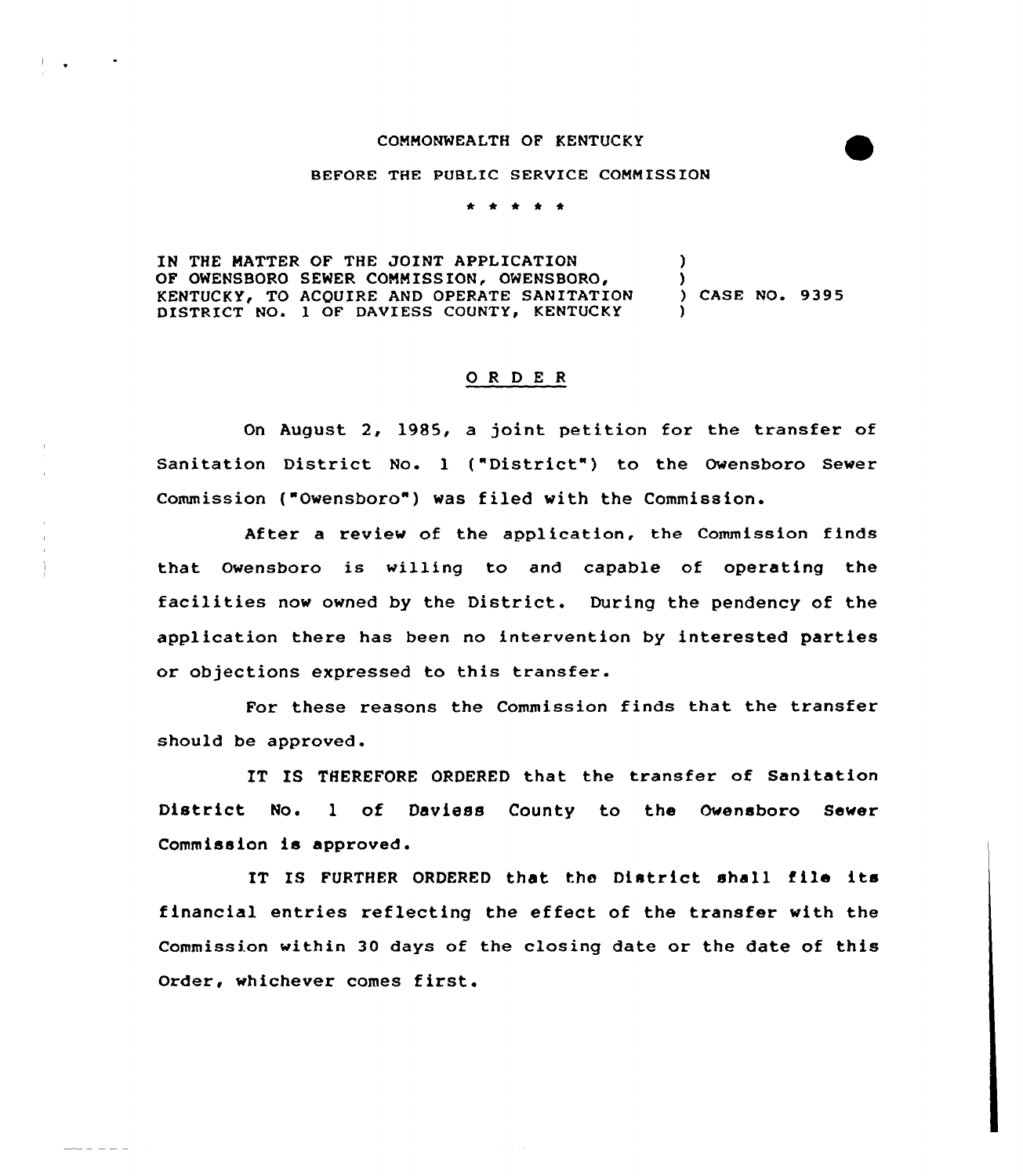COMMONWEALTH OF KENTUCKY

BEFORE THE PUBLIC SERVICE COMMISSION

\* \* \* \* \*

IN THE MATTER OF THE JOINT APPLICATION OF OWENSBORO SEWER COMMISSION, OWENSBORO, KENTUCKY, TO ACQUIRE AND OPERATE SANITATION DISTRICT NO. 1 OF DAVIESS COUNTY, KENTUCKY ) CASE NO. 9395

# O R D E R

On August 2, 1985, a joint petition for the transfer of Sanitation District No. 1 ("District") to the Owensboro Sewer Commission ("Owensboro") was filed with the Commission.

After a review of the application, the Commission finds that Owensboro is willing to and capable of operating the facilities now owned by the District. During the pendency of the application there has been no intervention by interested parties or objections expressed to this transfer.

For these reasons the Commission finds that the transfer should be approved.

IT IS THEREFORE ORDERED that the transfer of Sanitation District No. 1 of Daviess County to the Owensboro Sewer Commission is approved.

IT IS FURTHER ORDERED that the District shall file its financial entries reflecting the effect of the transfer with the Commission within 30 days of the closing date or the date of this Order, whichever comes first.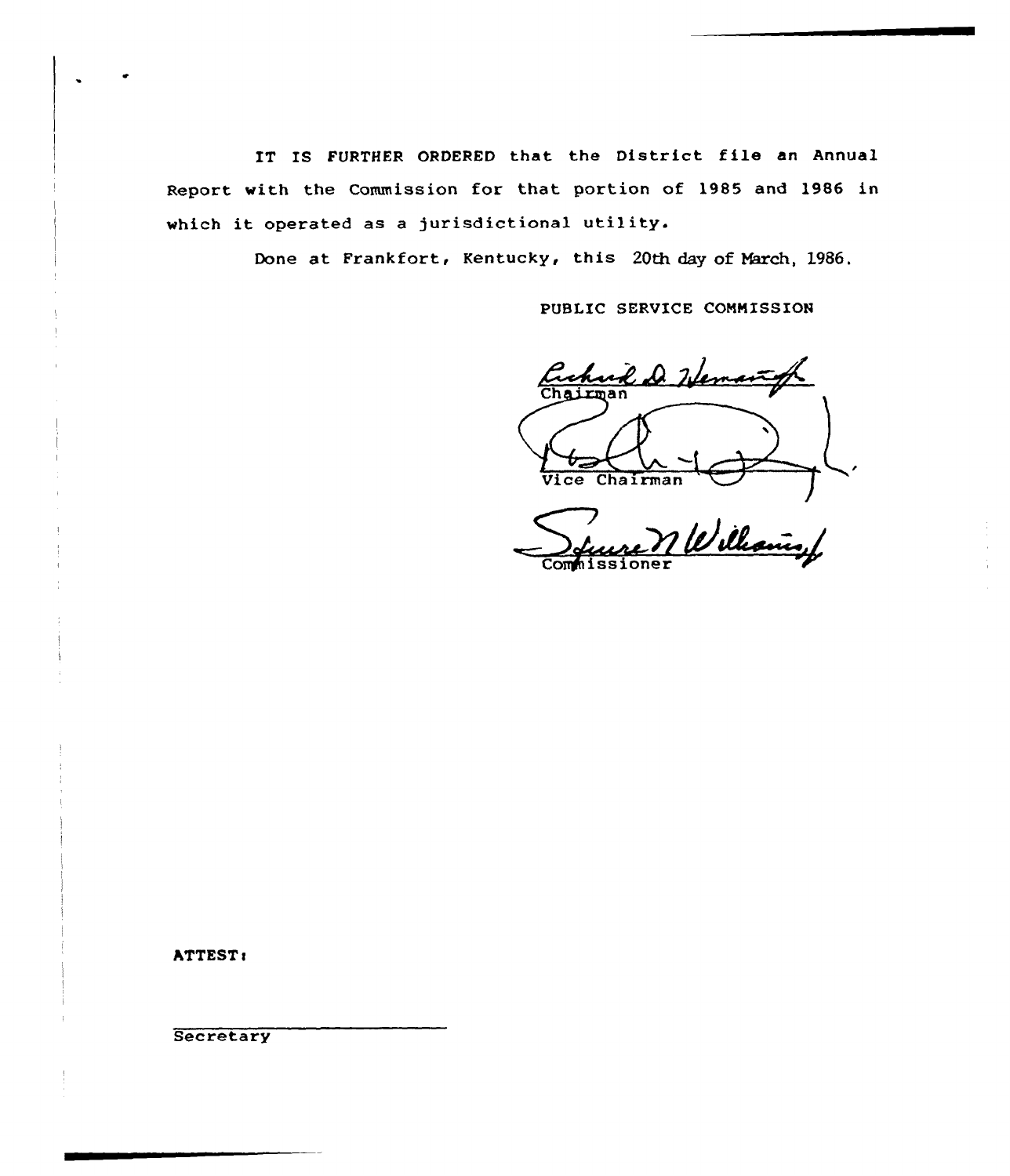IT IS FURTHER ORDERED that the District file an Annual Report with the Commission for that portion of 1985 and 1986 in which it operated as a jurisdictional utility.

Done at Frankfort, Kentucky, this 20th day of March, 1986.

PUBLIC SERVICE COMMISSION

Chairman

Vice Chairman

Commissioner

ATTEST:

Secretary